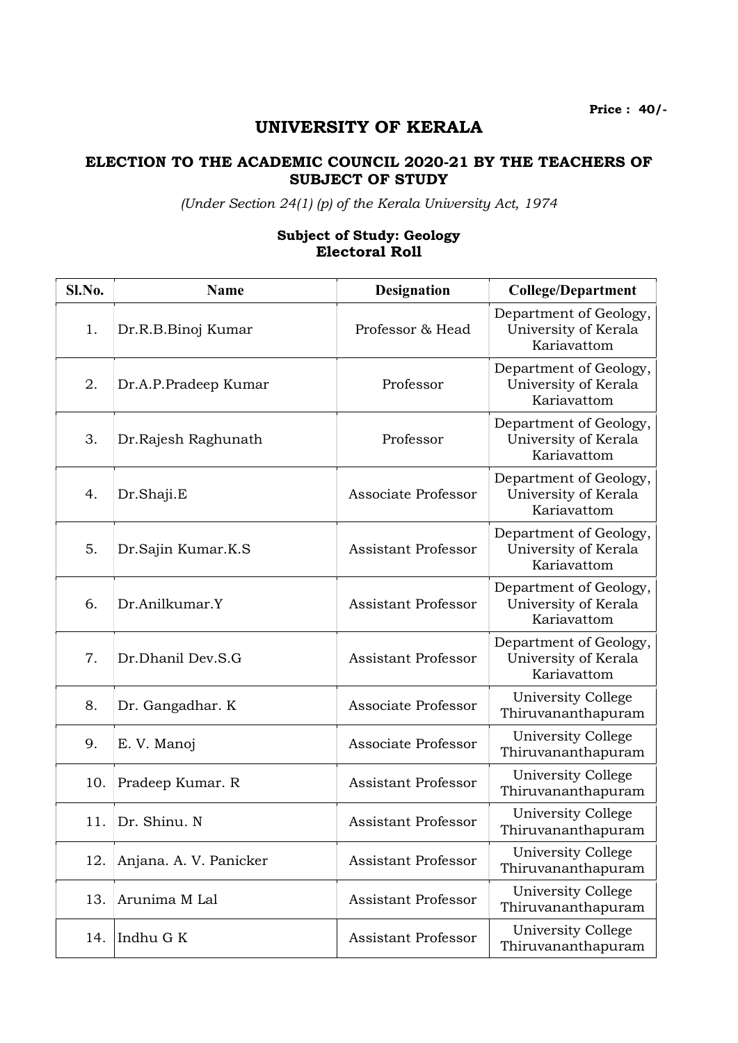Price : 40/-

# UNIVERSITY OF KERALA

## ELECTION TO THE ACADEMIC COUNCIL 2020-21 BY THE TEACHERS OF SUBJECT OF STUDY

*(Under Section 24(1) (p) of the Kerala University Act, 1974*

### Subject of Study: Geology
### Electoral Roll

| Sl.No. | Name | Designation | College/Department |
|---|---|---|---|
| 1. | Dr.R.B.Binoj Kumar | Professor & Head | Department of Geology, University of Kerala Kariavattom |
| 2. | Dr.A.P.Pradeep Kumar | Professor | Department of Geology, University of Kerala Kariavattom |
| 3. | Dr.Rajesh Raghunath | Professor | Department of Geology, University of Kerala Kariavattom |
| 4. | Dr.Shaji.E | Associate Professor | Department of Geology, University of Kerala Kariavattom |
| 5. | Dr.Sajin Kumar.K.S | Assistant Professor | Department of Geology, University of Kerala Kariavattom |
| 6. | Dr.Anilkumar.Y | Assistant Professor | Department of Geology, University of Kerala Kariavattom |
| 7. | Dr.Dhanil Dev.S.G | Assistant Professor | Department of Geology, University of Kerala Kariavattom |
| 8. | Dr. Gangadhar. K | Associate Professor | University College Thiruvananthapuram |
| 9. | E. V. Manoj | Associate Professor | University College Thiruvananthapuram |
| 10. | Pradeep Kumar. R | Assistant Professor | University College Thiruvananthapuram |
| 11. | Dr. Shinu. N | Assistant Professor | University College Thiruvananthapuram |
| 12. | Anjana. A. V. Panicker | Assistant Professor | University College Thiruvananthapuram |
| 13. | Arunima M Lal | Assistant Professor | University College Thiruvananthapuram |
| 14. | Indhu G K | Assistant Professor | University College Thiruvananthapuram |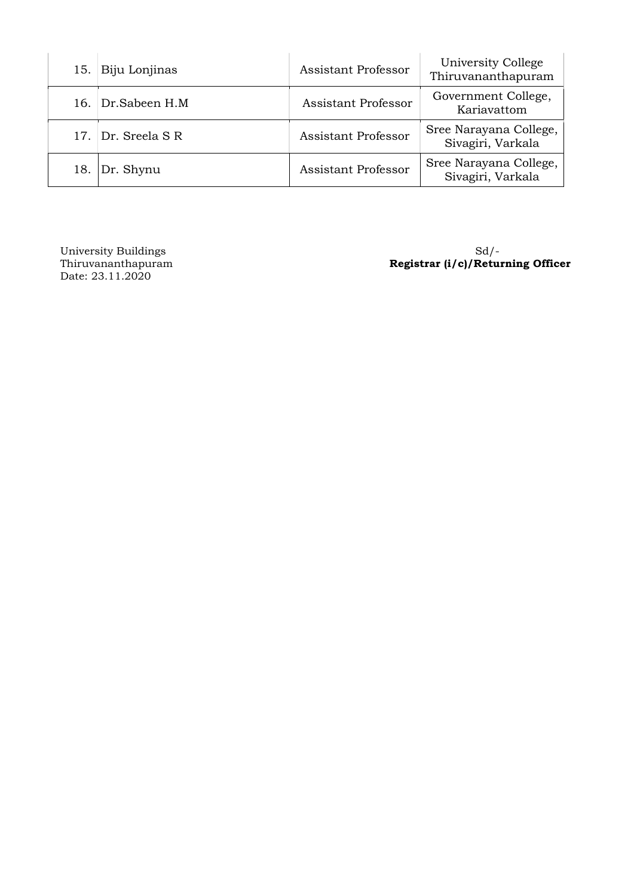| | | | |
|---|---|---|---|
| 15. | Biju Lonjinas | Assistant Professor | University College Thiruvananthapuram |
| 16. | Dr.Sabeen H.M | Assistant Professor | Government College, Kariavattom |
| 17. | Dr. Sreela S R | Assistant Professor | Sree Narayana College, Sivagiri, Varkala |
| 18. | Dr. Shynu | Assistant Professor | Sree Narayana College, Sivagiri, Varkala |

University Buildings
Thiruvananthapuram
Date: 23.11.2020

Sd/-
**Registrar (i/c)/Returning Officer**